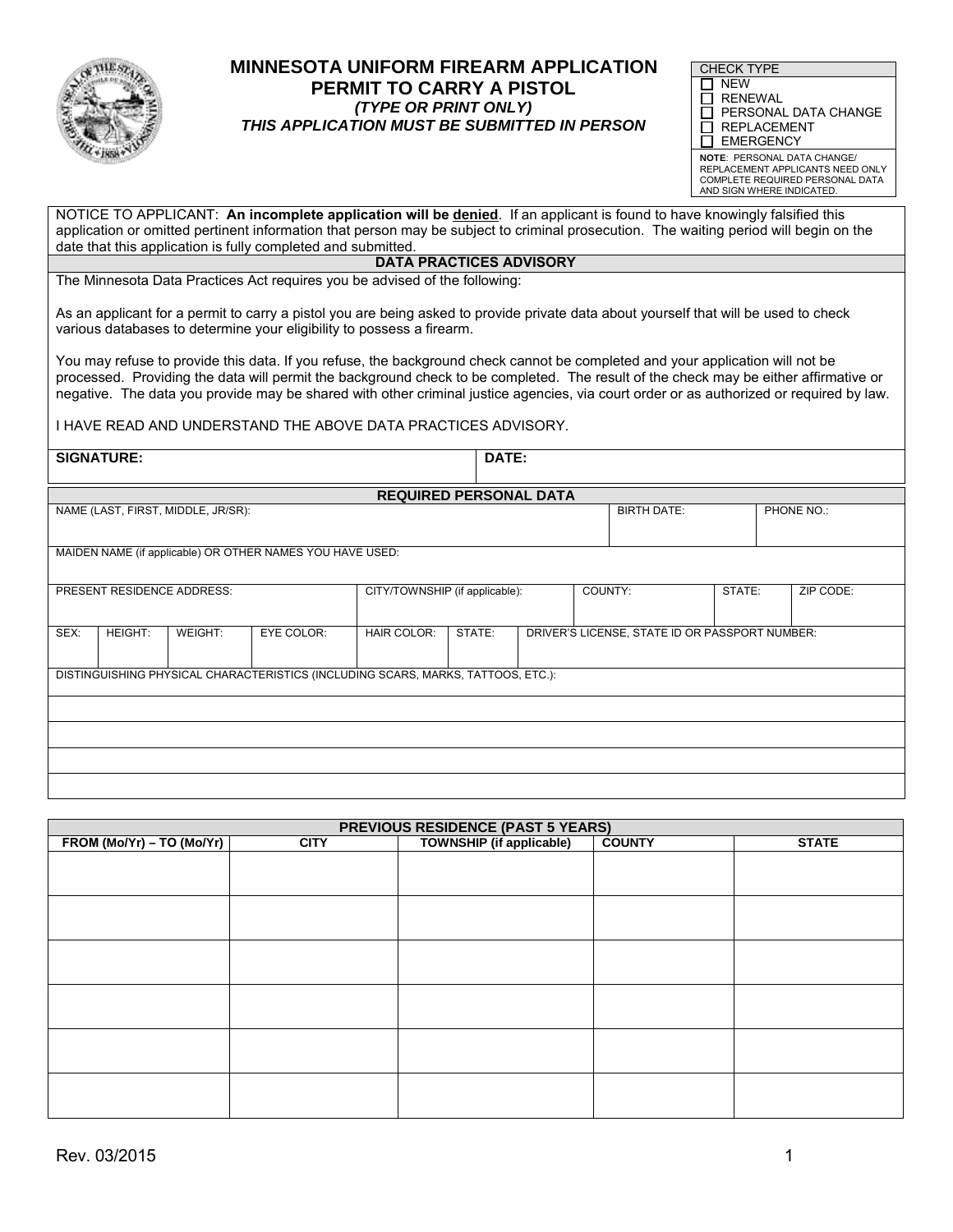# MINNESOTA UNIFORM FIREARM APPLICATION
## PERMIT TO CARRY A PISTOL
***(TYPE OR PRINT ONLY)***
***THIS APPLICATION MUST BE SUBMITTED IN PERSON***

| CHECK TYPE |
|---|
| ☐ NEW |
| ☐ RENEWAL |
| ☐ PERSONAL DATA CHANGE |
| ☐ REPLACEMENT |
| ☐ EMERGENCY |
| **NOTE**: PERSONAL DATA CHANGE/ REPLACEMENT APPLICANTS NEED ONLY COMPLETE REQUIRED PERSONAL DATA AND SIGN WHERE INDICATED. |

NOTICE TO APPLICANT: **An incomplete application will be <u>denied</u>**. If an applicant is found to have knowingly falsified this application or omitted pertinent information that person may be subject to criminal prosecution. The waiting period will begin on the date that this application is fully completed and submitted.

**DATA PRACTICES ADVISORY**

The Minnesota Data Practices Act requires you be advised of the following:

As an applicant for a permit to carry a pistol you are being asked to provide private data about yourself that will be used to check various databases to determine your eligibility to possess a firearm.

You may refuse to provide this data. If you refuse, the background check cannot be completed and your application will not be processed. Providing the data will permit the background check to be completed. The result of the check may be either affirmative or negative. The data you provide may be shared with other criminal justice agencies, via court order or as authorized or required by law.

I HAVE READ AND UNDERSTAND THE ABOVE DATA PRACTICES ADVISORY.

| **SIGNATURE:** | **DATE:** |
|---|---|

**REQUIRED PERSONAL DATA**

| NAME (LAST, FIRST, MIDDLE, JR/SR): | BIRTH DATE: | PHONE NO.: |
|---|---|---|
| | | |

| MAIDEN NAME (if applicable) OR OTHER NAMES YOU HAVE USED: |
|---|
| |

| PRESENT RESIDENCE ADDRESS: | CITY/TOWNSHIP (if applicable): | COUNTY: | STATE: | ZIP CODE: |
|---|---|---|---|---|
| | | | | |

| SEX: | HEIGHT: | WEIGHT: | EYE COLOR: | HAIR COLOR: | STATE: | DRIVER'S LICENSE, STATE ID OR PASSPORT NUMBER: |
|---|---|---|---|---|---|---|
| | | | | | | |

| DISTINGUISHING PHYSICAL CHARACTERISTICS (INCLUDING SCARS, MARKS, TATTOOS, ETC.): |
|---|
| |
| |
| |
| |

**PREVIOUS RESIDENCE (PAST 5 YEARS)**

| FROM (Mo/Yr) – TO (Mo/Yr) | CITY | TOWNSHIP (if applicable) | COUNTY | STATE |
|---|---|---|---|---|
| | | | | |
| | | | | |
| | | | | |
| | | | | |
| | | | | |
| | | | | |

Rev. 03/2015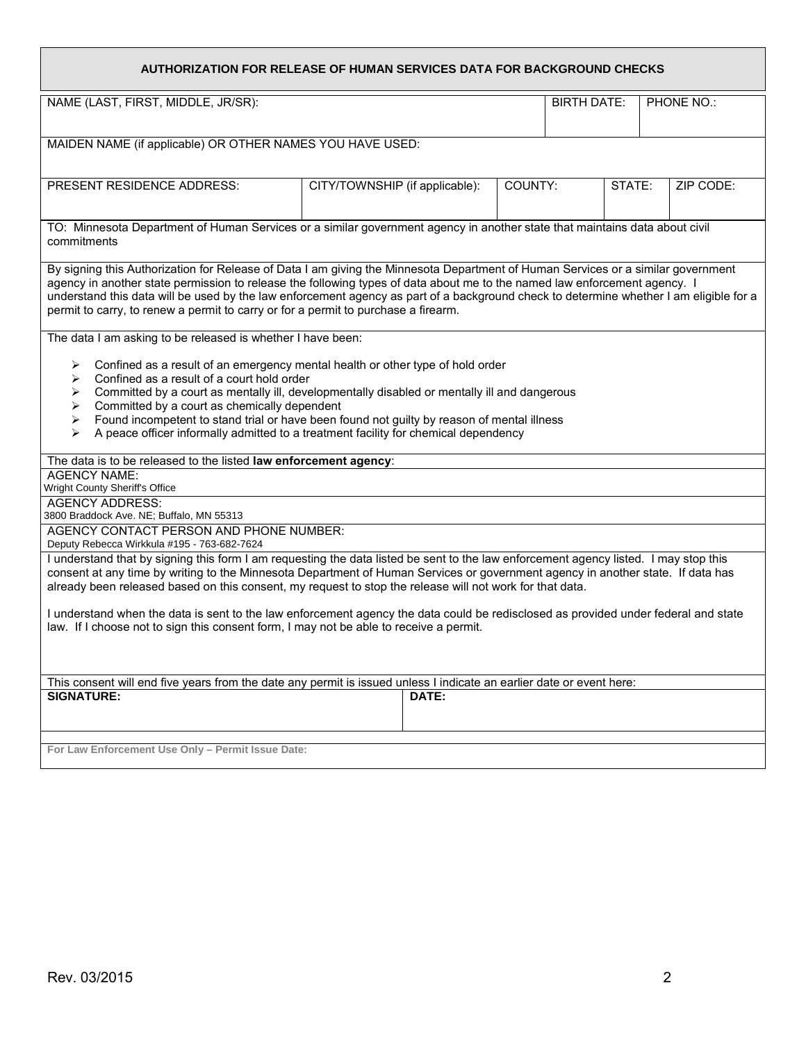# AUTHORIZATION FOR RELEASE OF HUMAN SERVICES DATA FOR BACKGROUND CHECKS

| NAME (LAST, FIRST, MIDDLE, JR/SR): | | | BIRTH DATE: | | PHONE NO.: |
|---|---|---|---|---|---|
| MAIDEN NAME (if applicable) OR OTHER NAMES YOU HAVE USED: | | | | | |
| PRESENT RESIDENCE ADDRESS: | CITY/TOWNSHIP (if applicable): | COUNTY: | | STATE: | ZIP CODE: |

TO: Minnesota Department of Human Services or a similar government agency in another state that maintains data about civil commitments

By signing this Authorization for Release of Data I am giving the Minnesota Department of Human Services or a similar government agency in another state permission to release the following types of data about me to the named law enforcement agency. I understand this data will be used by the law enforcement agency as part of a background check to determine whether I am eligible for a permit to carry, to renew a permit to carry or for a permit to purchase a firearm.

The data I am asking to be released is whether I have been:

- Confined as a result of an emergency mental health or other type of hold order
- Confined as a result of a court hold order
- Committed by a court as mentally ill, developmentally disabled or mentally ill and dangerous
- Committed by a court as chemically dependent
- Found incompetent to stand trial or have been found not guilty by reason of mental illness
- A peace officer informally admitted to a treatment facility for chemical dependency

The data is to be released to the listed **law enforcement agency**:

AGENCY NAME:
Wright County Sheriff's Office

AGENCY ADDRESS:
3800 Braddock Ave. NE; Buffalo, MN 55313

AGENCY CONTACT PERSON AND PHONE NUMBER:
Deputy Rebecca Wirkkula #195 - 763-682-7624

I understand that by signing this form I am requesting the data listed be sent to the law enforcement agency listed. I may stop this consent at any time by writing to the Minnesota Department of Human Services or government agency in another state. If data has already been released based on this consent, my request to stop the release will not work for that data.

I understand when the data is sent to the law enforcement agency the data could be redisclosed as provided under federal and state law. If I choose not to sign this consent form, I may not be able to receive a permit.

This consent will end five years from the date any permit is issued unless I indicate an earlier date or event here:

| **SIGNATURE:** | **DATE:** |
|---|---|

**For Law Enforcement Use Only – Permit Issue Date:**

Rev. 03/2015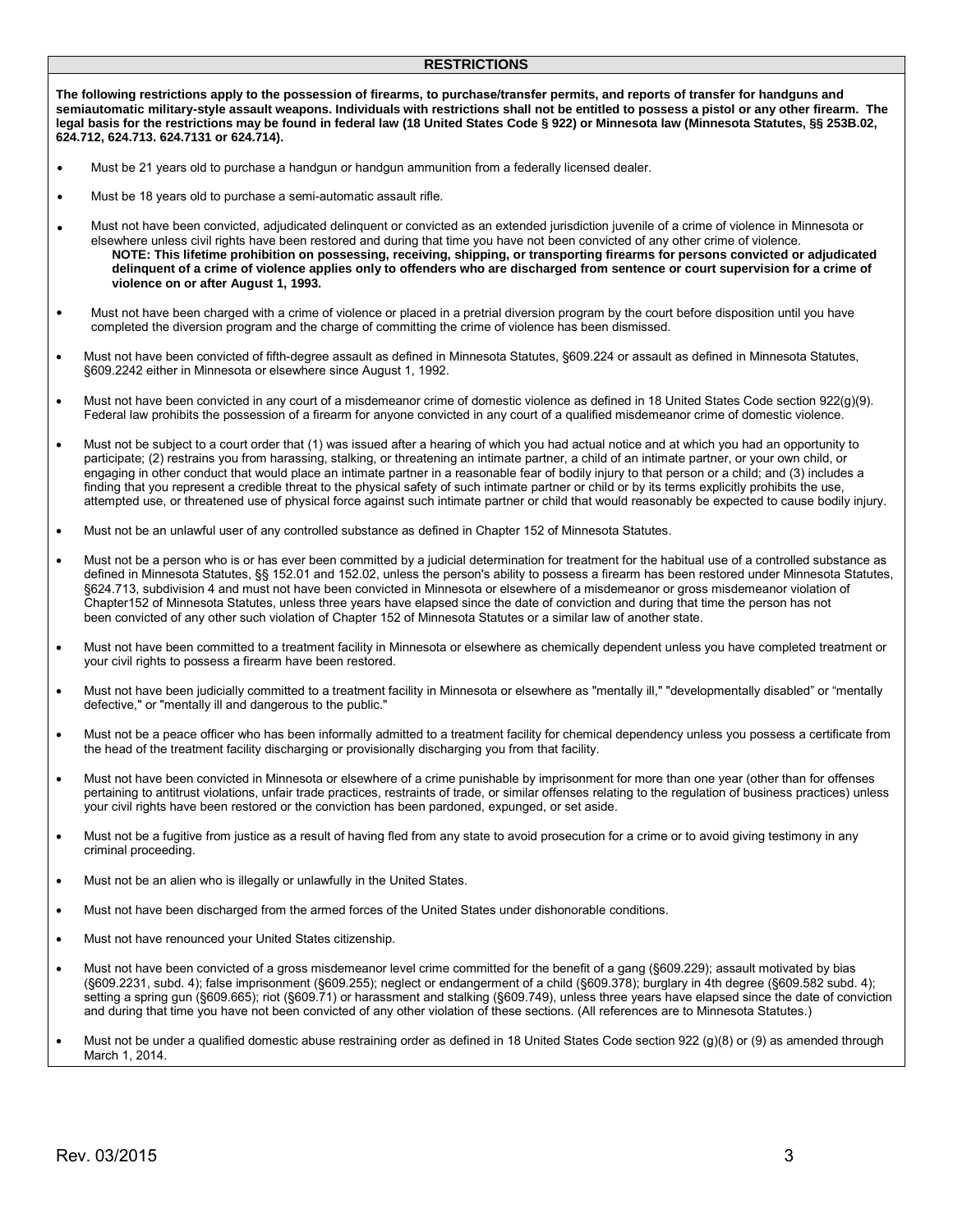## RESTRICTIONS

**The following restrictions apply to the possession of firearms, to purchase/transfer permits, and reports of transfer for handguns and semiautomatic military-style assault weapons. Individuals with restrictions shall not be entitled to possess a pistol or any other firearm. The legal basis for the restrictions may be found in federal law (18 United States Code § 922) or Minnesota law (Minnesota Statutes, §§ 253B.02, 624.712, 624.713. 624.7131 or 624.714).**

- Must be 21 years old to purchase a handgun or handgun ammunition from a federally licensed dealer.
- Must be 18 years old to purchase a semi-automatic assault rifle.
- Must not have been convicted, adjudicated delinquent or convicted as an extended jurisdiction juvenile of a crime of violence in Minnesota or elsewhere unless civil rights have been restored and during that time you have not been convicted of any other crime of violence.
  **NOTE: This lifetime prohibition on possessing, receiving, shipping, or transporting firearms for persons convicted or adjudicated delinquent of a crime of violence applies only to offenders who are discharged from sentence or court supervision for a crime of violence on or after August 1, 1993.**
- Must not have been charged with a crime of violence or placed in a pretrial diversion program by the court before disposition until you have completed the diversion program and the charge of committing the crime of violence has been dismissed.
- Must not have been convicted of fifth-degree assault as defined in Minnesota Statutes, §609.224 or assault as defined in Minnesota Statutes, §609.2242 either in Minnesota or elsewhere since August 1, 1992.
- Must not have been convicted in any court of a misdemeanor crime of domestic violence as defined in 18 United States Code section 922(g)(9). Federal law prohibits the possession of a firearm for anyone convicted in any court of a qualified misdemeanor crime of domestic violence.
- Must not be subject to a court order that (1) was issued after a hearing of which you had actual notice and at which you had an opportunity to participate; (2) restrains you from harassing, stalking, or threatening an intimate partner, a child of an intimate partner, or your own child, or engaging in other conduct that would place an intimate partner in a reasonable fear of bodily injury to that person or a child; and (3) includes a finding that you represent a credible threat to the physical safety of such intimate partner or child or by its terms explicitly prohibits the use, attempted use, or threatened use of physical force against such intimate partner or child that would reasonably be expected to cause bodily injury.
- Must not be an unlawful user of any controlled substance as defined in Chapter 152 of Minnesota Statutes.
- Must not be a person who is or has ever been committed by a judicial determination for treatment for the habitual use of a controlled substance as defined in Minnesota Statutes, §§ 152.01 and 152.02, unless the person's ability to possess a firearm has been restored under Minnesota Statutes, §624.713, subdivision 4 and must not have been convicted in Minnesota or elsewhere of a misdemeanor or gross misdemeanor violation of Chapter152 of Minnesota Statutes, unless three years have elapsed since the date of conviction and during that time the person has not been convicted of any other such violation of Chapter 152 of Minnesota Statutes or a similar law of another state.
- Must not have been committed to a treatment facility in Minnesota or elsewhere as chemically dependent unless you have completed treatment or your civil rights to possess a firearm have been restored.
- Must not have been judicially committed to a treatment facility in Minnesota or elsewhere as "mentally ill," "developmentally disabled" or "mentally defective," or "mentally ill and dangerous to the public."
- Must not be a peace officer who has been informally admitted to a treatment facility for chemical dependency unless you possess a certificate from the head of the treatment facility discharging or provisionally discharging you from that facility.
- Must not have been convicted in Minnesota or elsewhere of a crime punishable by imprisonment for more than one year (other than for offenses pertaining to antitrust violations, unfair trade practices, restraints of trade, or similar offenses relating to the regulation of business practices) unless your civil rights have been restored or the conviction has been pardoned, expunged, or set aside.
- Must not be a fugitive from justice as a result of having fled from any state to avoid prosecution for a crime or to avoid giving testimony in any criminal proceeding.
- Must not be an alien who is illegally or unlawfully in the United States.
- Must not have been discharged from the armed forces of the United States under dishonorable conditions.
- Must not have renounced your United States citizenship.
- Must not have been convicted of a gross misdemeanor level crime committed for the benefit of a gang (§609.229); assault motivated by bias (§609.2231, subd. 4); false imprisonment (§609.255); neglect or endangerment of a child (§609.378); burglary in 4th degree (§609.582 subd. 4); setting a spring gun (§609.665); riot (§609.71) or harassment and stalking (§609.749), unless three years have elapsed since the date of conviction and during that time you have not been convicted of any other violation of these sections. (All references are to Minnesota Statutes.)
- Must not be under a qualified domestic abuse restraining order as defined in 18 United States Code section 922 (g)(8) or (9) as amended through March 1, 2014.

Rev. 03/2015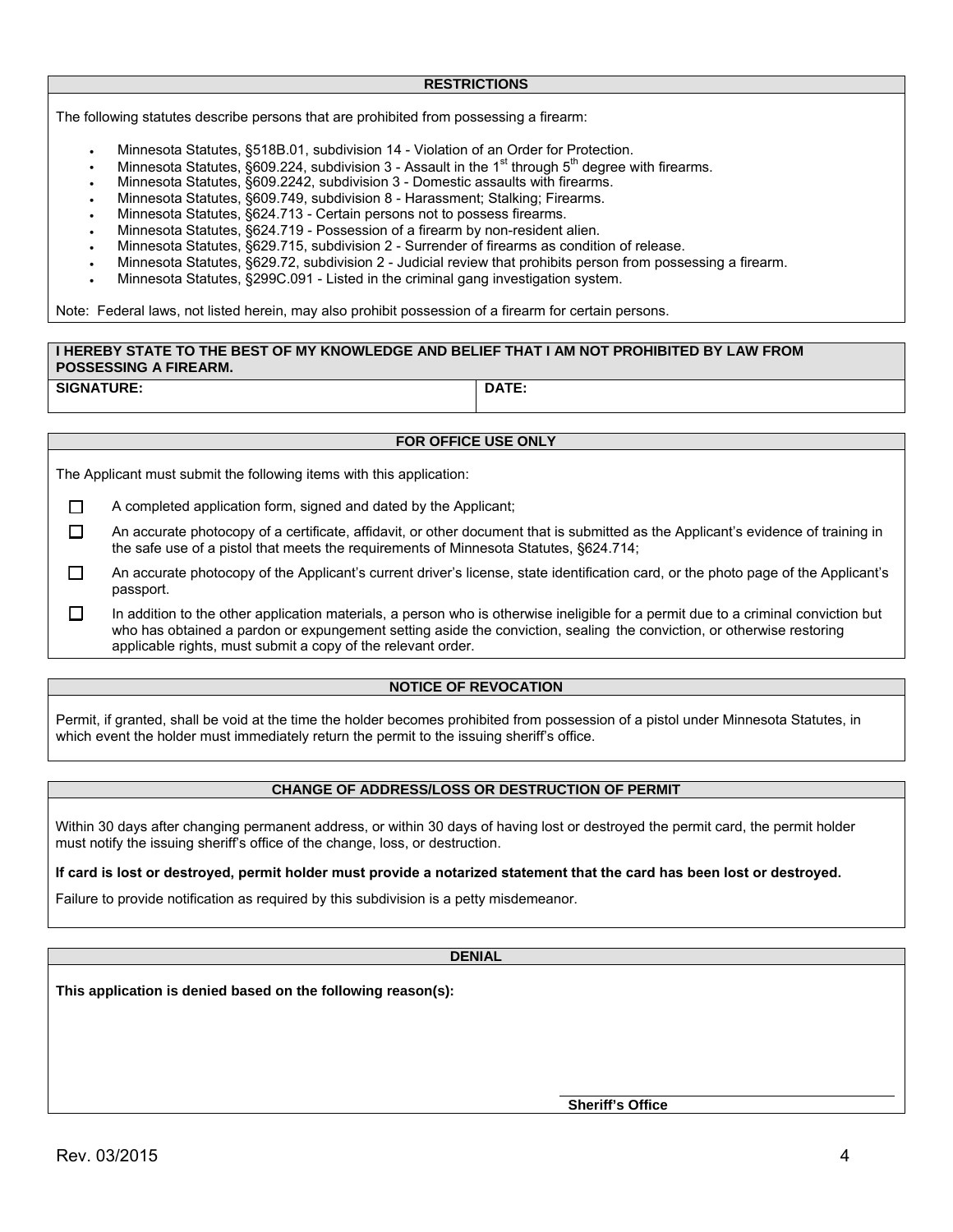## RESTRICTIONS

The following statutes describe persons that are prohibited from possessing a firearm:

- Minnesota Statutes, §518B.01, subdivision 14 - Violation of an Order for Protection.
- Minnesota Statutes, §609.224, subdivision 3 - Assault in the 1st through 5th degree with firearms.
- Minnesota Statutes, §609.2242, subdivision 3 - Domestic assaults with firearms.
- Minnesota Statutes, §609.749, subdivision 8 - Harassment; Stalking; Firearms.
- Minnesota Statutes, §624.713 - Certain persons not to possess firearms.
- Minnesota Statutes, §624.719 - Possession of a firearm by non-resident alien.
- Minnesota Statutes, §629.715, subdivision 2 - Surrender of firearms as condition of release.
- Minnesota Statutes, §629.72, subdivision 2 - Judicial review that prohibits person from possessing a firearm.
- Minnesota Statutes, §299C.091 - Listed in the criminal gang investigation system.

Note: Federal laws, not listed herein, may also prohibit possession of a firearm for certain persons.

**I HEREBY STATE TO THE BEST OF MY KNOWLEDGE AND BELIEF THAT I AM NOT PROHIBITED BY LAW FROM POSSESSING A FIREARM.**

| SIGNATURE: | DATE: |
|---|---|
| | |

## FOR OFFICE USE ONLY

The Applicant must submit the following items with this application:

- ☐ A completed application form, signed and dated by the Applicant;
- ☐ An accurate photocopy of a certificate, affidavit, or other document that is submitted as the Applicant's evidence of training in the safe use of a pistol that meets the requirements of Minnesota Statutes, §624.714;
- ☐ An accurate photocopy of the Applicant's current driver's license, state identification card, or the photo page of the Applicant's passport.
- ☐ In addition to the other application materials, a person who is otherwise ineligible for a permit due to a criminal conviction but who has obtained a pardon or expungement setting aside the conviction, sealing the conviction, or otherwise restoring applicable rights, must submit a copy of the relevant order.

## NOTICE OF REVOCATION

Permit, if granted, shall be void at the time the holder becomes prohibited from possession of a pistol under Minnesota Statutes, in which event the holder must immediately return the permit to the issuing sheriff's office.

## CHANGE OF ADDRESS/LOSS OR DESTRUCTION OF PERMIT

Within 30 days after changing permanent address, or within 30 days of having lost or destroyed the permit card, the permit holder must notify the issuing sheriff's office of the change, loss, or destruction.

**If card is lost or destroyed, permit holder must provide a notarized statement that the card has been lost or destroyed.**

Failure to provide notification as required by this subdivision is a petty misdemeanor.

## DENIAL

**This application is denied based on the following reason(s):**

**Sheriff's Office**

Rev. 03/2015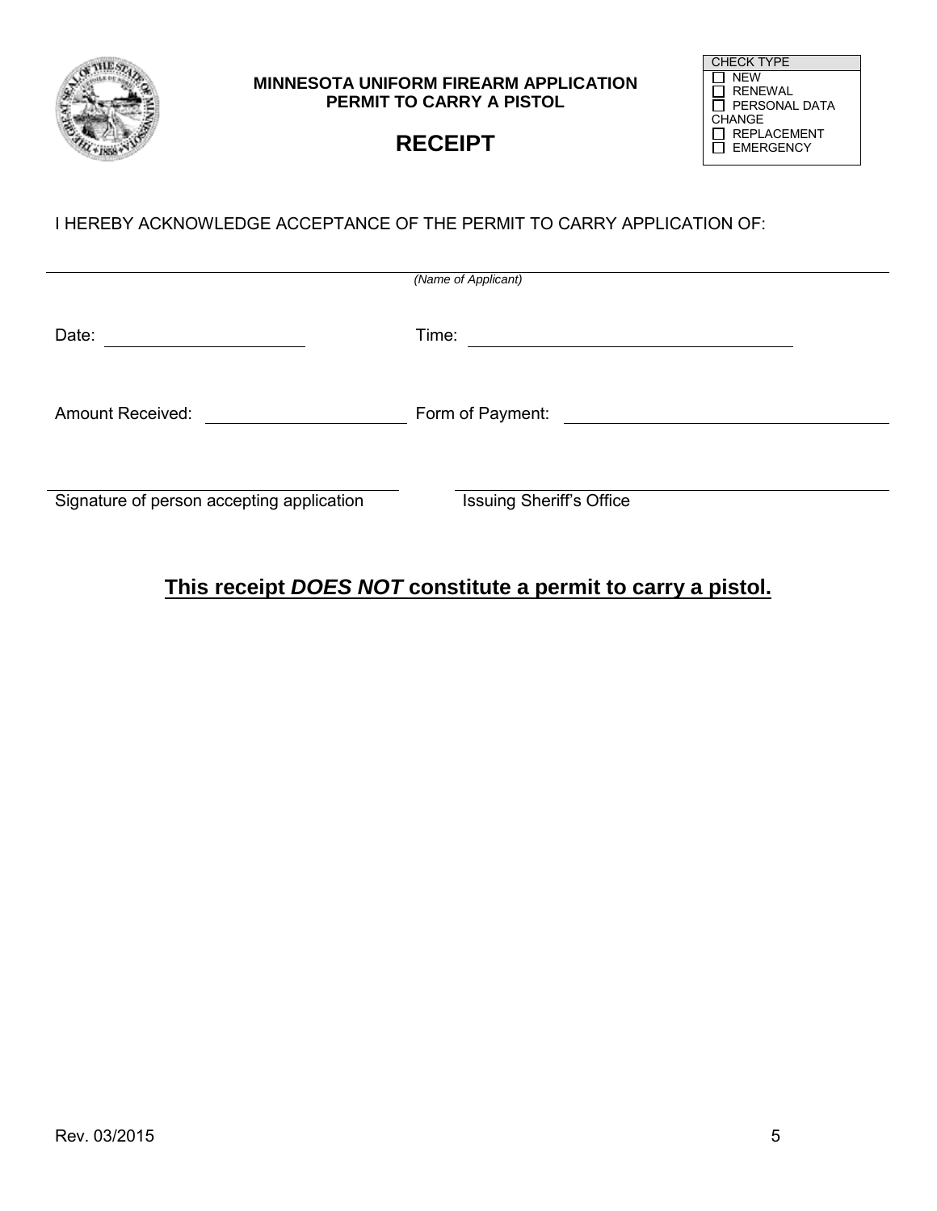**MINNESOTA UNIFORM FIREARM APPLICATION**
**PERMIT TO CARRY A PISTOL**

# RECEIPT

| CHECK TYPE |
| --- |
| ☐ NEW |
| ☐ RENEWAL |
| ☐ PERSONAL DATA CHANGE |
| ☐ REPLACEMENT |
| ☐ EMERGENCY |

I HEREBY ACKNOWLEDGE ACCEPTANCE OF THE PERMIT TO CARRY APPLICATION OF:

______________________________________________
*(Name of Applicant)*

Date: ____________________ Time: ______________________________

Amount Received: ____________________ Form of Payment: ______________________________

______________________________ ______________________________
Signature of person accepting application Issuing Sheriff's Office

## **This receipt *DOES NOT* constitute a permit to carry a pistol.**

Rev. 03/2015